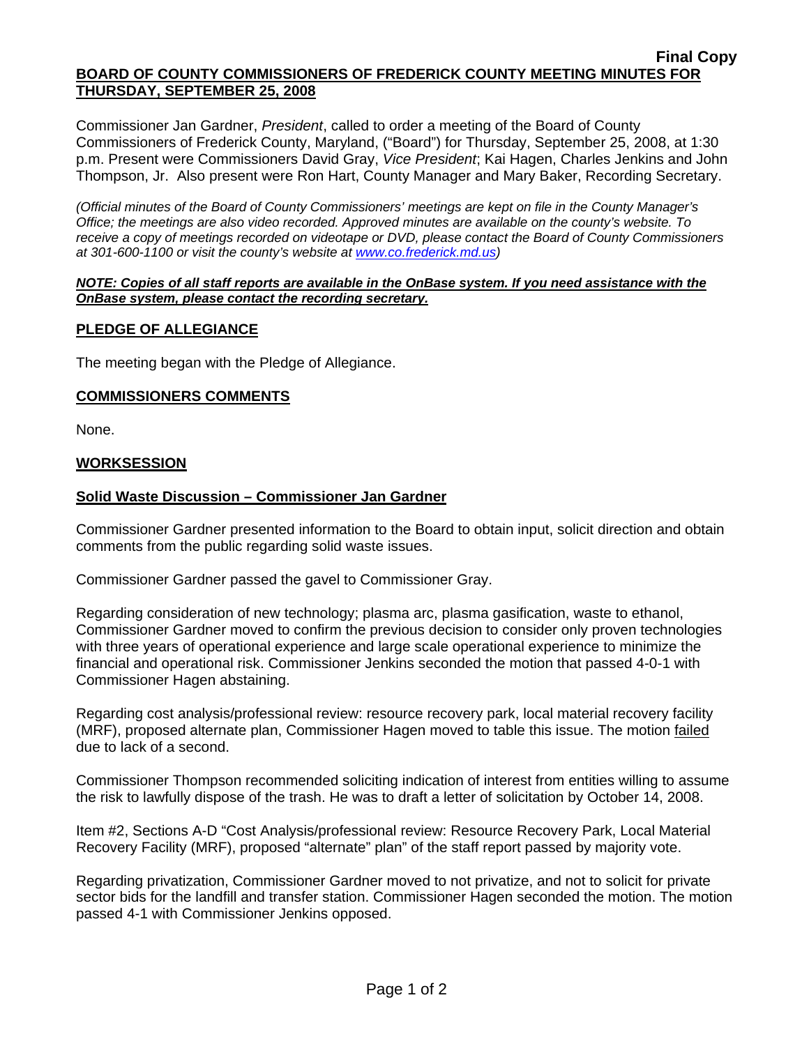**Final Copy**

**BOARD OF COUNTY COMMISSIONERS OF FREDERICK COUNTY MEETING MINUTES FOR THURSDAY, SEPTEMBER 25, 2008**

Commissioner Jan Gardner, *President*, called to order a meeting of the Board of County Commissioners of Frederick County, Maryland, ("Board") for Thursday, September 25, 2008, at 1:30 p.m. Present were Commissioners David Gray, *Vice President*; Kai Hagen, Charles Jenkins and John Thompson, Jr. Also present were Ron Hart, County Manager and Mary Baker, Recording Secretary.

*(Official minutes of the Board of County Commissioners' meetings are kept on file in the County Manager's Office; the meetings are also video recorded. Approved minutes are available on the county's website. To receive a copy of meetings recorded on videotape or DVD, please contact the Board of County Commissioners at 301-600-1100 or visit the county's website at www.co.frederick.md.us)*

***NOTE: Copies of all staff reports are available in the OnBase system. If you need assistance with the OnBase system, please contact the recording secretary.***

## PLEDGE OF ALLEGIANCE

The meeting began with the Pledge of Allegiance.

## COMMISSIONERS COMMENTS

None.

## WORKSESSION

### Solid Waste Discussion – Commissioner Jan Gardner

Commissioner Gardner presented information to the Board to obtain input, solicit direction and obtain comments from the public regarding solid waste issues.

Commissioner Gardner passed the gavel to Commissioner Gray.

Regarding consideration of new technology; plasma arc, plasma gasification, waste to ethanol, Commissioner Gardner moved to confirm the previous decision to consider only proven technologies with three years of operational experience and large scale operational experience to minimize the financial and operational risk. Commissioner Jenkins seconded the motion that passed 4-0-1 with Commissioner Hagen abstaining.

Regarding cost analysis/professional review: resource recovery park, local material recovery facility (MRF), proposed alternate plan, Commissioner Hagen moved to table this issue. The motion failed due to lack of a second.

Commissioner Thompson recommended soliciting indication of interest from entities willing to assume the risk to lawfully dispose of the trash. He was to draft a letter of solicitation by October 14, 2008.

Item #2, Sections A-D "Cost Analysis/professional review: Resource Recovery Park, Local Material Recovery Facility (MRF), proposed "alternate" plan" of the staff report passed by majority vote.

Regarding privatization, Commissioner Gardner moved to not privatize, and not to solicit for private sector bids for the landfill and transfer station. Commissioner Hagen seconded the motion. The motion passed 4-1 with Commissioner Jenkins opposed.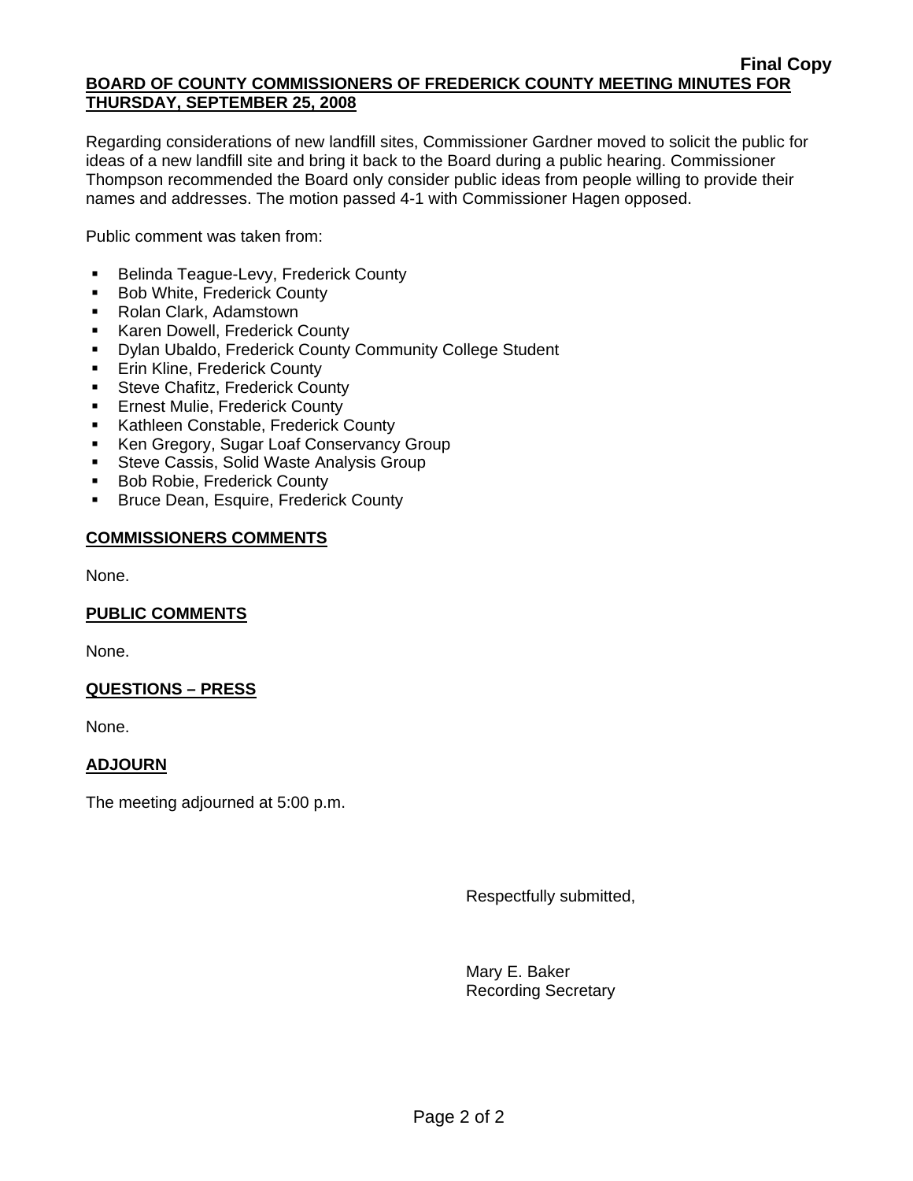**Final Copy**

**BOARD OF COUNTY COMMISSIONERS OF FREDERICK COUNTY MEETING MINUTES FOR THURSDAY, SEPTEMBER 25, 2008**

Regarding considerations of new landfill sites, Commissioner Gardner moved to solicit the public for ideas of a new landfill site and bring it back to the Board during a public hearing. Commissioner Thompson recommended the Board only consider public ideas from people willing to provide their names and addresses. The motion passed 4-1 with Commissioner Hagen opposed.

Public comment was taken from:

- Belinda Teague-Levy, Frederick County
- Bob White, Frederick County
- Rolan Clark, Adamstown
- Karen Dowell, Frederick County
- Dylan Ubaldo, Frederick County Community College Student
- Erin Kline, Frederick County
- Steve Chafitz, Frederick County
- Ernest Mulie, Frederick County
- Kathleen Constable, Frederick County
- Ken Gregory, Sugar Loaf Conservancy Group
- Steve Cassis, Solid Waste Analysis Group
- Bob Robie, Frederick County
- Bruce Dean, Esquire, Frederick County

## COMMISSIONERS COMMENTS

None.

## PUBLIC COMMENTS

None.

## QUESTIONS – PRESS

None.

## ADJOURN

The meeting adjourned at 5:00 p.m.

Respectfully submitted,

Mary E. Baker
Recording Secretary